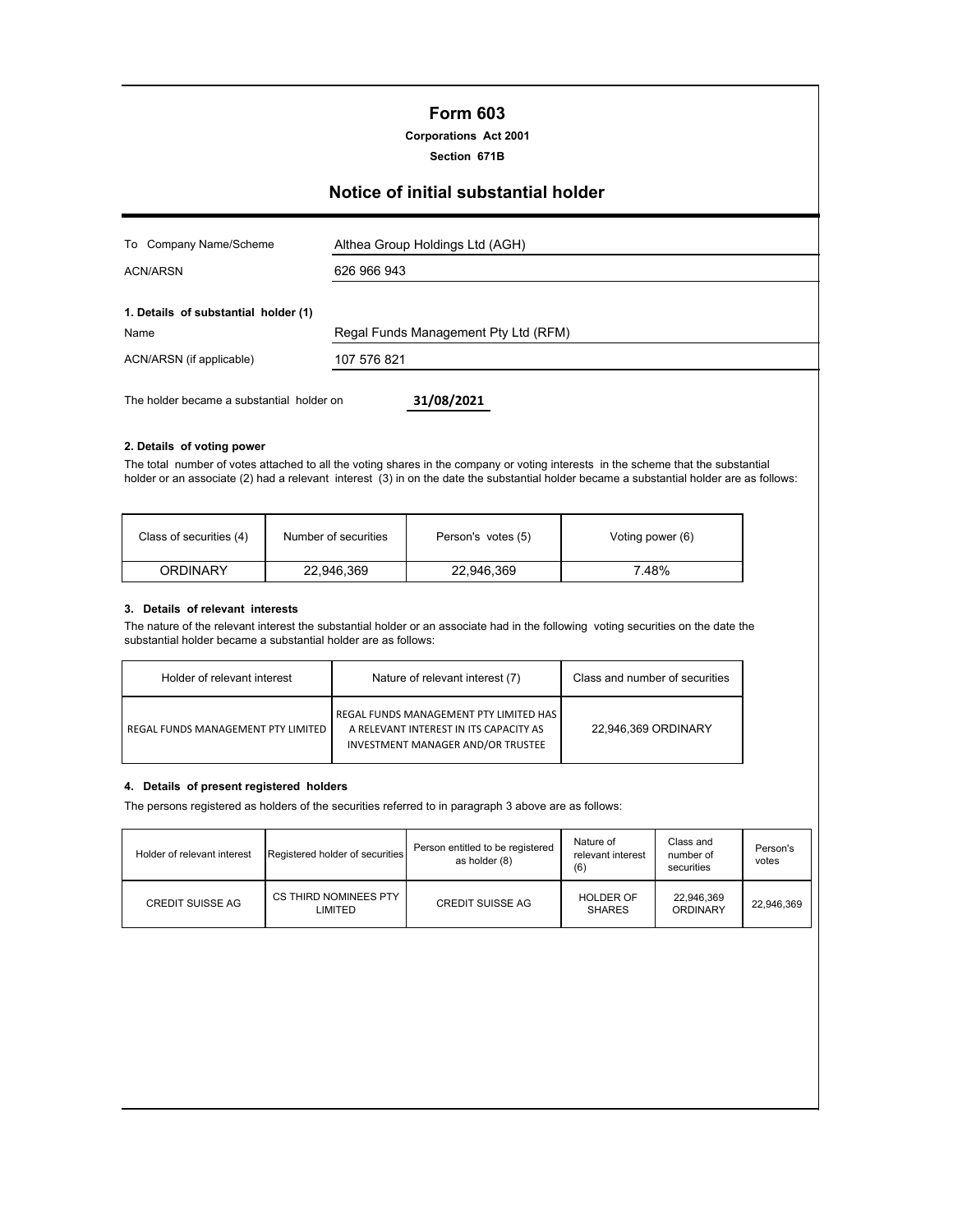# Form 603

**Corporations Act 2001**

**Section 671B**

## Notice of initial substantial holder

| | |
|---|---|
| To Company Name/Scheme | Althea Group Holdings Ltd (AGH) |
| ACN/ARSN | 626 966 943 |

**1. Details of substantial holder (1)**

| | |
|---|---|
| Name | Regal Funds Management Pty Ltd (RFM) |
| ACN/ARSN (if applicable) | 107 576 821 |

The holder became a substantial holder on **31/08/2021**

**2. Details of voting power**

The total number of votes attached to all the voting shares in the company or voting interests in the scheme that the substantial holder or an associate (2) had a relevant interest (3) in on the date the substantial holder became a substantial holder are as follows:

| Class of securities (4) | Number of securities | Person's votes (5) | Voting power (6) |
|---|---|---|---|
| ORDINARY | 22,946,369 | 22,946,369 | 7.48% |

**3. Details of relevant interests**

The nature of the relevant interest the substantial holder or an associate had in the following voting securities on the date the substantial holder became a substantial holder are as follows:

| Holder of relevant interest | Nature of relevant interest (7) | Class and number of securities |
|---|---|---|
| REGAL FUNDS MANAGEMENT PTY LIMITED | REGAL FUNDS MANAGEMENT PTY LIMITED HAS A RELEVANT INTEREST IN ITS CAPACITY AS INVESTMENT MANAGER AND/OR TRUSTEE | 22,946,369 ORDINARY |

**4. Details of present registered holders**

The persons registered as holders of the securities referred to in paragraph 3 above are as follows:

| Holder of relevant interest | Registered holder of securities | Person entitled to be registered as holder (8) | Nature of relevant interest (6) | Class and number of securities | Person's votes |
|---|---|---|---|---|---|
| CREDIT SUISSE AG | CS THIRD NOMINEES PTY LIMITED | CREDIT SUISSE AG | HOLDER OF SHARES | 22,946,369 ORDINARY | 22,946,369 |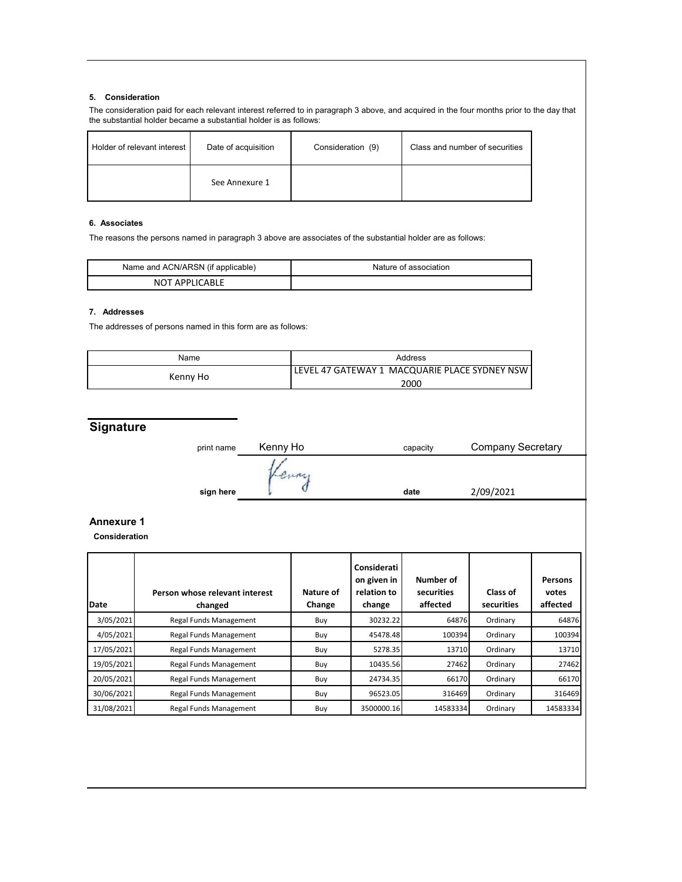### 5. Consideration

The consideration paid for each relevant interest referred to in paragraph 3 above, and acquired in the four months prior to the day that the substantial holder became a substantial holder is as follows:

| Holder of relevant interest | Date of acquisition | Consideration (9) | Class and number of securities |
|---|---|---|---|
| | See Annexure 1 | | |

### 6. Associates

The reasons the persons named in paragraph 3 above are associates of the substantial holder are as follows:

| Name and ACN/ARSN (if applicable) | Nature of association |
|---|---|
| NOT APPLICABLE | |

### 7. Addresses

The addresses of persons named in this form are as follows:

| Name | Address |
|---|---|
| Kenny Ho | LEVEL 47 GATEWAY 1 MACQUARIE PLACE SYDNEY NSW 2000 |

## Signature

print name Kenny Ho capacity Company Secretary

sign here date 2/09/2021

### Annexure 1

**Consideration**

| Date | Person whose relevant interest changed | Nature of Change | Consideration given in relation to change | Number of securities affected | Class of securities | Persons votes affected |
|---|---|---|---|---|---|---|
| 3/05/2021 | Regal Funds Management | Buy | 30232.22 | 64876 | Ordinary | 64876 |
| 4/05/2021 | Regal Funds Management | Buy | 45478.48 | 100394 | Ordinary | 100394 |
| 17/05/2021 | Regal Funds Management | Buy | 5278.35 | 13710 | Ordinary | 13710 |
| 19/05/2021 | Regal Funds Management | Buy | 10435.56 | 27462 | Ordinary | 27462 |
| 20/05/2021 | Regal Funds Management | Buy | 24734.35 | 66170 | Ordinary | 66170 |
| 30/06/2021 | Regal Funds Management | Buy | 96523.05 | 316469 | Ordinary | 316469 |
| 31/08/2021 | Regal Funds Management | Buy | 3500000.16 | 14583334 | Ordinary | 14583334 |